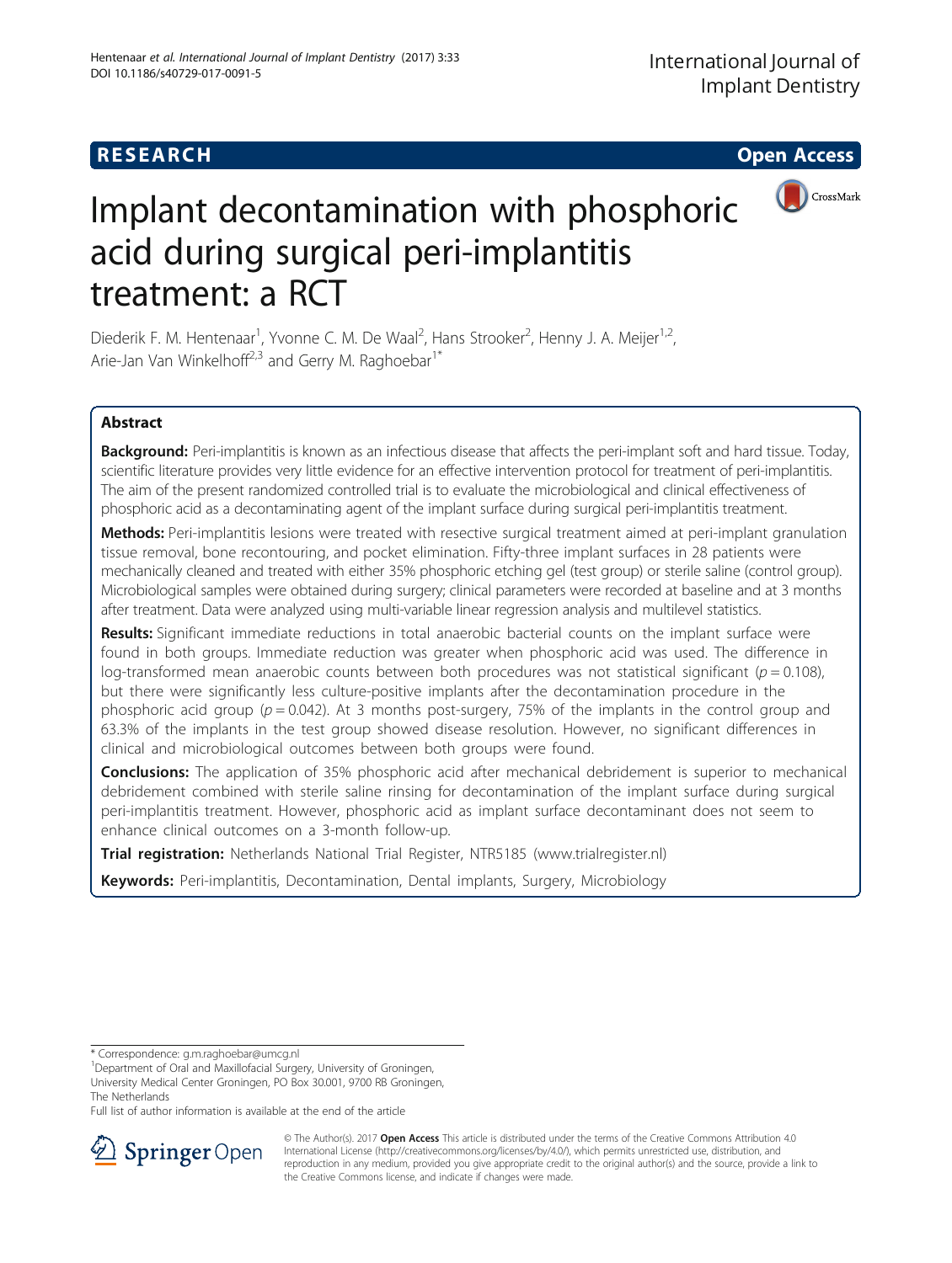RESEARCH Open Access

# Implant decontamination with phosphoric acid during surgical peri-implantitis treatment: a RCT

Diederik F. M. Hentenaar[1], Yvonne C. M. De Waal[2], Hans Strooker[2], Henny J. A. Meijer[1,2], Arie-Jan Van Winkelhoff[2,3] and Gerry M. Raghoebar[1*]

## Abstract

**Background:** Peri-implantitis is known as an infectious disease that affects the peri-implant soft and hard tissue. Today, scientific literature provides very little evidence for an effective intervention protocol for treatment of peri-implantitis. The aim of the present randomized controlled trial is to evaluate the microbiological and clinical effectiveness of phosphoric acid as a decontaminating agent of the implant surface during surgical peri-implantitis treatment.

**Methods:** Peri-implantitis lesions were treated with resective surgical treatment aimed at peri-implant granulation tissue removal, bone recontouring, and pocket elimination. Fifty-three implant surfaces in 28 patients were mechanically cleaned and treated with either 35% phosphoric etching gel (test group) or sterile saline (control group). Microbiological samples were obtained during surgery; clinical parameters were recorded at baseline and at 3 months after treatment. Data were analyzed using multi-variable linear regression analysis and multilevel statistics.

**Results:** Significant immediate reductions in total anaerobic bacterial counts on the implant surface were found in both groups. Immediate reduction was greater when phosphoric acid was used. The difference in log-transformed mean anaerobic counts between both procedures was not statistical significant ($p = 0.108$), but there were significantly less culture-positive implants after the decontamination procedure in the phosphoric acid group ($p = 0.042$). At 3 months post-surgery, 75% of the implants in the control group and 63.3% of the implants in the test group showed disease resolution. However, no significant differences in clinical and microbiological outcomes between both groups were found.

**Conclusions:** The application of 35% phosphoric acid after mechanical debridement is superior to mechanical debridement combined with sterile saline rinsing for decontamination of the implant surface during surgical peri-implantitis treatment. However, phosphoric acid as implant surface decontaminant does not seem to enhance clinical outcomes on a 3-month follow-up.

**Trial registration:** Netherlands National Trial Register, NTR5185 (www.trialregister.nl)

**Keywords:** Peri-implantitis, Decontamination, Dental implants, Surgery, Microbiology

\* Correspondence: g.m.raghoebar@umcg.nl
[1]Department of Oral and Maxillofacial Surgery, University of Groningen, University Medical Center Groningen, PO Box 30.001, 9700 RB Groningen, The Netherlands
Full list of author information is available at the end of the article

© The Author(s). 2017 **Open Access** This article is distributed under the terms of the Creative Commons Attribution 4.0 International License (http://creativecommons.org/licenses/by/4.0/), which permits unrestricted use, distribution, and reproduction in any medium, provided you give appropriate credit to the original author(s) and the source, provide a link to the Creative Commons license, and indicate if changes were made.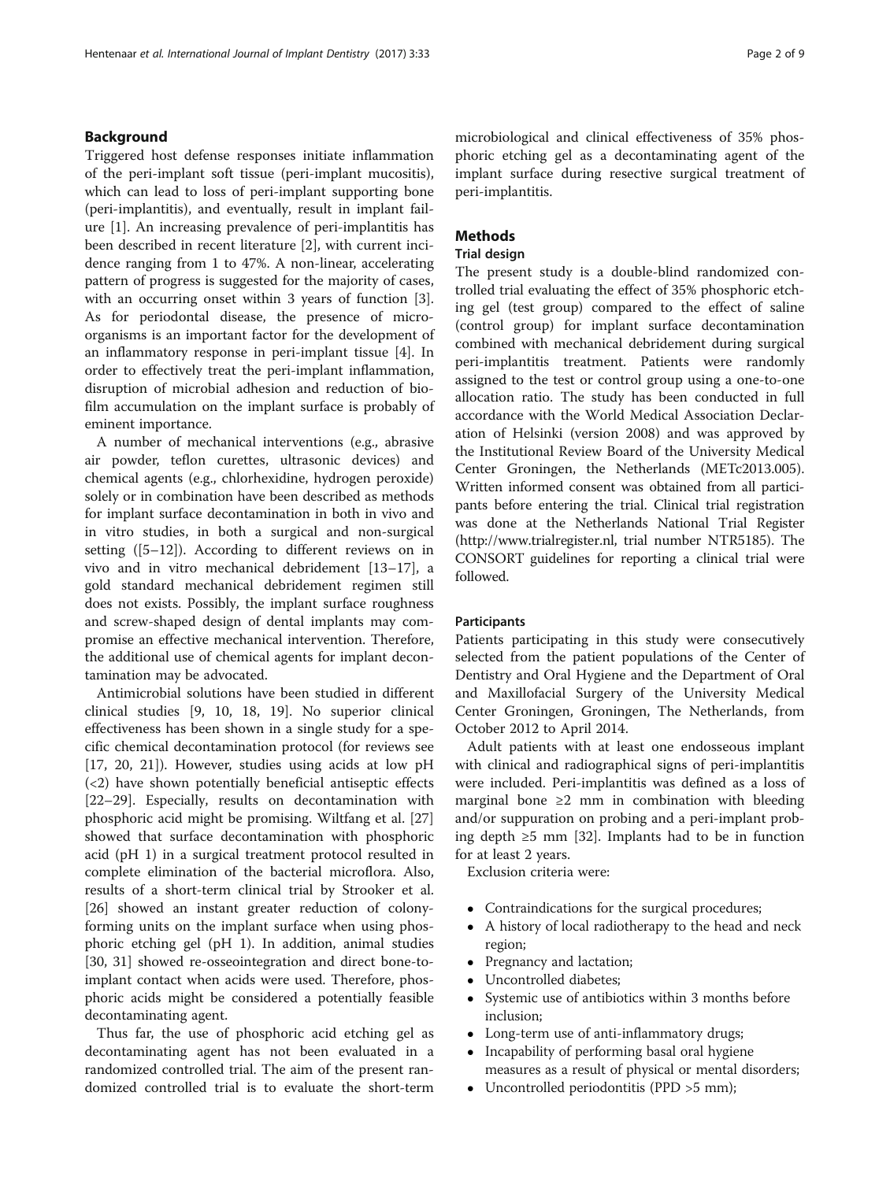## Background

Triggered host defense responses initiate inflammation of the peri-implant soft tissue (peri-implant mucositis), which can lead to loss of peri-implant supporting bone (peri-implantitis), and eventually, result in implant failure [1]. An increasing prevalence of peri-implantitis has been described in recent literature [2], with current incidence ranging from 1 to 47%. A non-linear, accelerating pattern of progress is suggested for the majority of cases, with an occurring onset within 3 years of function [3]. As for periodontal disease, the presence of microorganisms is an important factor for the development of an inflammatory response in peri-implant tissue [4]. In order to effectively treat the peri-implant inflammation, disruption of microbial adhesion and reduction of biofilm accumulation on the implant surface is probably of eminent importance.

A number of mechanical interventions (e.g., abrasive air powder, teflon curettes, ultrasonic devices) and chemical agents (e.g., chlorhexidine, hydrogen peroxide) solely or in combination have been described as methods for implant surface decontamination in both in vivo and in vitro studies, in both a surgical and non-surgical setting ([5–12]). According to different reviews on in vivo and in vitro mechanical debridement [13–17], a gold standard mechanical debridement regimen still does not exists. Possibly, the implant surface roughness and screw-shaped design of dental implants may compromise an effective mechanical intervention. Therefore, the additional use of chemical agents for implant decontamination may be advocated.

Antimicrobial solutions have been studied in different clinical studies [9, 10, 18, 19]. No superior clinical effectiveness has been shown in a single study for a specific chemical decontamination protocol (for reviews see [17, 20, 21]). However, studies using acids at low pH (<2) have shown potentially beneficial antiseptic effects [22–29]. Especially, results on decontamination with phosphoric acid might be promising. Wiltfang et al. [27] showed that surface decontamination with phosphoric acid (pH 1) in a surgical treatment protocol resulted in complete elimination of the bacterial microflora. Also, results of a short-term clinical trial by Strooker et al. [26] showed an instant greater reduction of colony-forming units on the implant surface when using phosphoric etching gel (pH 1). In addition, animal studies [30, 31] showed re-osseointegration and direct bone-to-implant contact when acids were used. Therefore, phosphoric acids might be considered a potentially feasible decontaminating agent.

Thus far, the use of phosphoric acid etching gel as decontaminating agent has not been evaluated in a randomized controlled trial. The aim of the present randomized controlled trial is to evaluate the short-term microbiological and clinical effectiveness of 35% phosphoric etching gel as a decontaminating agent of the implant surface during resective surgical treatment of peri-implantitis.

## Methods

### Trial design

The present study is a double-blind randomized controlled trial evaluating the effect of 35% phosphoric etching gel (test group) compared to the effect of saline (control group) for implant surface decontamination combined with mechanical debridement during surgical peri-implantitis treatment. Patients were randomly assigned to the test or control group using a one-to-one allocation ratio. The study has been conducted in full accordance with the World Medical Association Declaration of Helsinki (version 2008) and was approved by the Institutional Review Board of the University Medical Center Groningen, the Netherlands (METc2013.005). Written informed consent was obtained from all participants before entering the trial. Clinical trial registration was done at the Netherlands National Trial Register (http://www.trialregister.nl, trial number NTR5185). The CONSORT guidelines for reporting a clinical trial were followed.

### Participants

Patients participating in this study were consecutively selected from the patient populations of the Center of Dentistry and Oral Hygiene and the Department of Oral and Maxillofacial Surgery of the University Medical Center Groningen, Groningen, The Netherlands, from October 2012 to April 2014.

Adult patients with at least one endosseous implant with clinical and radiographical signs of peri-implantitis were included. Peri-implantitis was defined as a loss of marginal bone ≥2 mm in combination with bleeding and/or suppuration on probing and a peri-implant probing depth ≥5 mm [32]. Implants had to be in function for at least 2 years.

Exclusion criteria were:

- Contraindications for the surgical procedures;
- A history of local radiotherapy to the head and neck region;
- Pregnancy and lactation;
- Uncontrolled diabetes;
- Systemic use of antibiotics within 3 months before inclusion;
- Long-term use of anti-inflammatory drugs;
- Incapability of performing basal oral hygiene measures as a result of physical or mental disorders;
- Uncontrolled periodontitis (PPD >5 mm);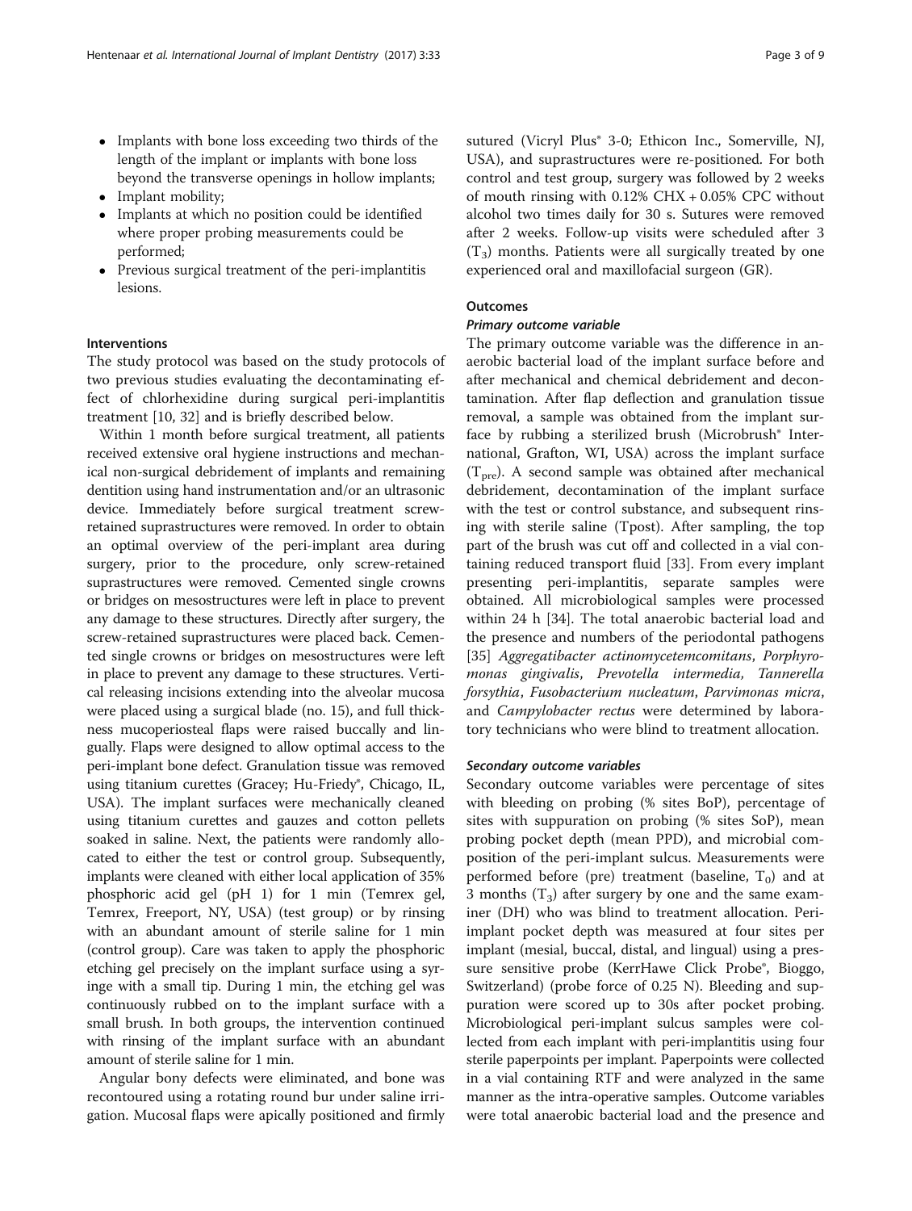- Implants with bone loss exceeding two thirds of the length of the implant or implants with bone loss beyond the transverse openings in hollow implants;
- Implant mobility;
- Implants at which no position could be identified where proper probing measurements could be performed;
- Previous surgical treatment of the peri-implantitis lesions.

### Interventions

The study protocol was based on the study protocols of two previous studies evaluating the decontaminating effect of chlorhexidine during surgical peri-implantitis treatment [10, 32] and is briefly described below.

Within 1 month before surgical treatment, all patients received extensive oral hygiene instructions and mechanical non-surgical debridement of implants and remaining dentition using hand instrumentation and/or an ultrasonic device. Immediately before surgical treatment screw-retained suprastructures were removed. In order to obtain an optimal overview of the peri-implant area during surgery, prior to the procedure, only screw-retained suprastructures were removed. Cemented single crowns or bridges on mesostructures were left in place to prevent any damage to these structures. Directly after surgery, the screw-retained suprastructures were placed back. Cemented single crowns or bridges on mesostructures were left in place to prevent any damage to these structures. Vertical releasing incisions extending into the alveolar mucosa were placed using a surgical blade (no. 15), and full thickness mucoperiosteal flaps were raised buccally and lingually. Flaps were designed to allow optimal access to the peri-implant bone defect. Granulation tissue was removed using titanium curettes (Gracey; Hu-Friedy®, Chicago, IL, USA). The implant surfaces were mechanically cleaned using titanium curettes and gauzes and cotton pellets soaked in saline. Next, the patients were randomly allocated to either the test or control group. Subsequently, implants were cleaned with either local application of 35% phosphoric acid gel (pH 1) for 1 min (Temrex gel, Temrex, Freeport, NY, USA) (test group) or by rinsing with an abundant amount of sterile saline for 1 min (control group). Care was taken to apply the phosphoric etching gel precisely on the implant surface using a syringe with a small tip. During 1 min, the etching gel was continuously rubbed on to the implant surface with a small brush. In both groups, the intervention continued with rinsing of the implant surface with an abundant amount of sterile saline for 1 min.

Angular bony defects were eliminated, and bone was recontoured using a rotating round bur under saline irrigation. Mucosal flaps were apically positioned and firmly sutured (Vicryl Plus® 3-0; Ethicon Inc., Somerville, NJ, USA), and suprastructures were re-positioned. For both control and test group, surgery was followed by 2 weeks of mouth rinsing with 0.12% CHX + 0.05% CPC without alcohol two times daily for 30 s. Sutures were removed after 2 weeks. Follow-up visits were scheduled after 3 ($T_3$) months. Patients were all surgically treated by one experienced oral and maxillofacial surgeon (GR).

### Outcomes

#### Primary outcome variable

The primary outcome variable was the difference in anaerobic bacterial load of the implant surface before and after mechanical and chemical debridement and decontamination. After flap deflection and granulation tissue removal, a sample was obtained from the implant surface by rubbing a sterilized brush (Microbrush® International, Grafton, WI, USA) across the implant surface ($T_{pre}$). A second sample was obtained after mechanical debridement, decontamination of the implant surface with the test or control substance, and subsequent rinsing with sterile saline (Tpost). After sampling, the top part of the brush was cut off and collected in a vial containing reduced transport fluid [33]. From every implant presenting peri-implantitis, separate samples were obtained. All microbiological samples were processed within 24 h [34]. The total anaerobic bacterial load and the presence and numbers of the periodontal pathogens [35] *Aggregatibacter actinomycetemcomitans*, *Porphyromonas gingivalis*, *Prevotella intermedia, Tannerella forsythia*, *Fusobacterium nucleatum*, *Parvimonas micra*, and *Campylobacter rectus* were determined by laboratory technicians who were blind to treatment allocation.

#### Secondary outcome variables

Secondary outcome variables were percentage of sites with bleeding on probing (% sites BoP), percentage of sites with suppuration on probing (% sites SoP), mean probing pocket depth (mean PPD), and microbial composition of the peri-implant sulcus. Measurements were performed before (pre) treatment (baseline, $T_0$) and at 3 months ($T_3$) after surgery by one and the same examiner (DH) who was blind to treatment allocation. Peri-implant pocket depth was measured at four sites per implant (mesial, buccal, distal, and lingual) using a pressure sensitive probe (KerrHawe Click Probe®, Bioggo, Switzerland) (probe force of 0.25 N). Bleeding and suppuration were scored up to 30s after pocket probing. Microbiological peri-implant sulcus samples were collected from each implant with peri-implantitis using four sterile paperpoints per implant. Paperpoints were collected in a vial containing RTF and were analyzed in the same manner as the intra-operative samples. Outcome variables were total anaerobic bacterial load and the presence and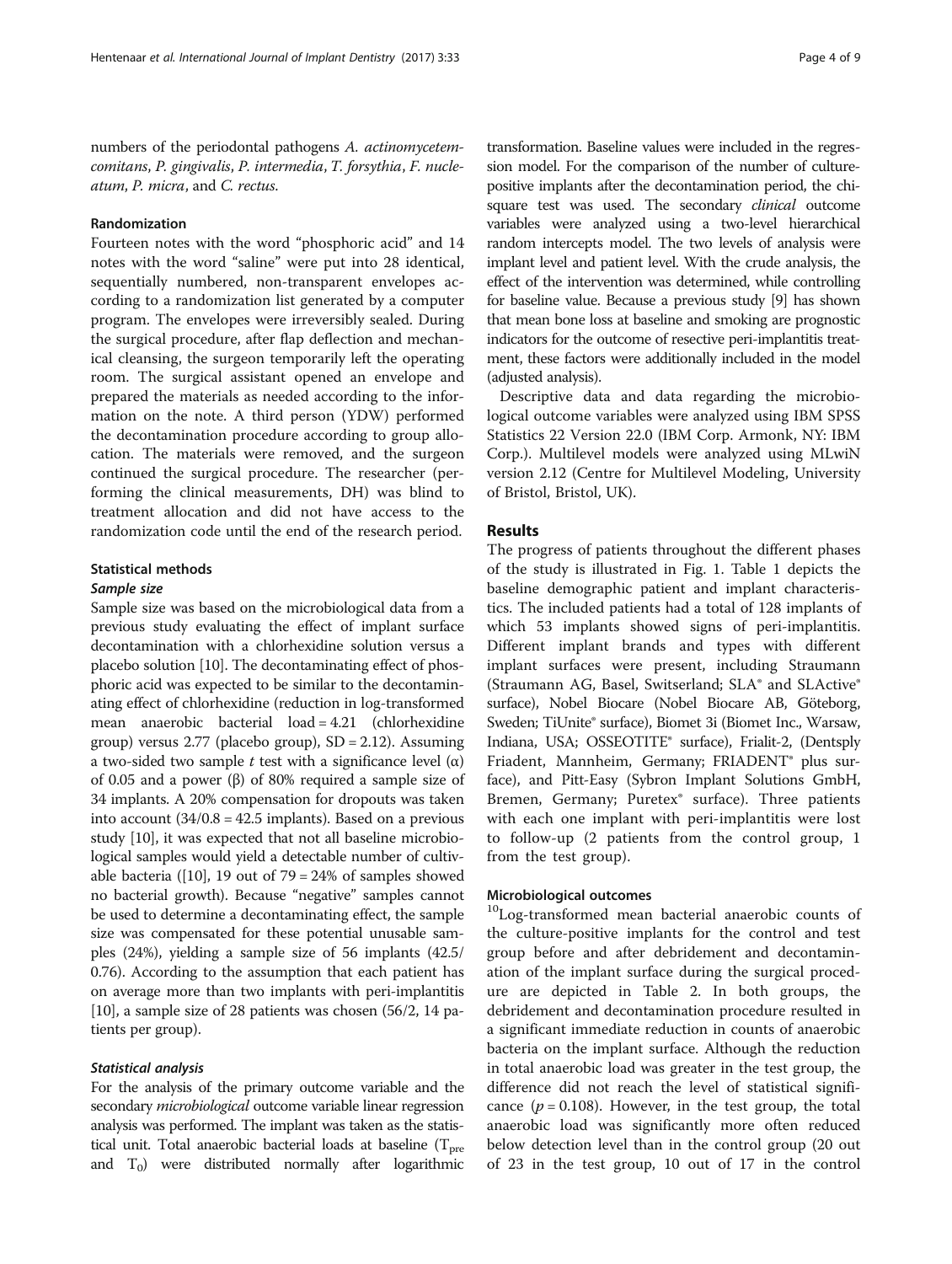numbers of the periodontal pathogens *A. actinomycetemcomitans*, *P. gingivalis*, *P. intermedia*, *T. forsythia*, *F. nucleatum*, *P. micra*, and *C. rectus*.

### Randomization

Fourteen notes with the word "phosphoric acid" and 14 notes with the word "saline" were put into 28 identical, sequentially numbered, non-transparent envelopes according to a randomization list generated by a computer program. The envelopes were irreversibly sealed. During the surgical procedure, after flap deflection and mechanical cleansing, the surgeon temporarily left the operating room. The surgical assistant opened an envelope and prepared the materials as needed according to the information on the note. A third person (YDW) performed the decontamination procedure according to group allocation. The materials were removed, and the surgeon continued the surgical procedure. The researcher (performing the clinical measurements, DH) was blind to treatment allocation and did not have access to the randomization code until the end of the research period.

### Statistical methods

#### *Sample size*

Sample size was based on the microbiological data from a previous study evaluating the effect of implant surface decontamination with a chlorhexidine solution versus a placebo solution [10]. The decontaminating effect of phosphoric acid was expected to be similar to the decontaminating effect of chlorhexidine (reduction in log-transformed mean anaerobic bacterial load = 4.21 (chlorhexidine group) versus 2.77 (placebo group), SD = 2.12). Assuming a two-sided two sample *t* test with a significance level ($\alpha$) of 0.05 and a power ($\beta$) of 80% required a sample size of 34 implants. A 20% compensation for dropouts was taken into account (34/0.8 = 42.5 implants). Based on a previous study [10], it was expected that not all baseline microbiological samples would yield a detectable number of cultivable bacteria ([10], 19 out of 79 = 24% of samples showed no bacterial growth). Because "negative" samples cannot be used to determine a decontaminating effect, the sample size was compensated for these potential unusable samples (24%), yielding a sample size of 56 implants (42.5/0.76). According to the assumption that each patient has on average more than two implants with peri-implantitis [10], a sample size of 28 patients was chosen (56/2, 14 patients per group).

#### *Statistical analysis*

For the analysis of the primary outcome variable and the secondary *microbiological* outcome variable linear regression analysis was performed. The implant was taken as the statistical unit. Total anaerobic bacterial loads at baseline ($T_{pre}$ and $T_0$) were distributed normally after logarithmic transformation. Baseline values were included in the regression model. For the comparison of the number of culture-positive implants after the decontamination period, the chi-square test was used. The secondary *clinical* outcome variables were analyzed using a two-level hierarchical random intercepts model. The two levels of analysis were implant level and patient level. With the crude analysis, the effect of the intervention was determined, while controlling for baseline value. Because a previous study [9] has shown that mean bone loss at baseline and smoking are prognostic indicators for the outcome of resective peri-implantitis treatment, these factors were additionally included in the model (adjusted analysis).

Descriptive data and data regarding the microbiological outcome variables were analyzed using IBM SPSS Statistics 22 Version 22.0 (IBM Corp. Armonk, NY: IBM Corp.). Multilevel models were analyzed using MLwiN version 2.12 (Centre for Multilevel Modeling, University of Bristol, Bristol, UK).

## Results

The progress of patients throughout the different phases of the study is illustrated in Fig. 1. Table 1 depicts the baseline demographic patient and implant characteristics. The included patients had a total of 128 implants of which 53 implants showed signs of peri-implantitis. Different implant brands and types with different implant surfaces were present, including Straumann (Straumann AG, Basel, Switzerland; SLA® and SLActive® surface), Nobel Biocare (Nobel Biocare AB, Göteborg, Sweden; TiUnite® surface), Biomet 3i (Biomet Inc., Warsaw, Indiana, USA; OSSEOTITE® surface), Frialit-2, (Dentsply Friadent, Mannheim, Germany; FRIADENT® plus surface), and Pitt-Easy (Sybron Implant Solutions GmbH, Bremen, Germany; Puretex® surface). Three patients with each one implant with peri-implantitis were lost to follow-up (2 patients from the control group, 1 from the test group).

### Microbiological outcomes

$^{10}$Log-transformed mean bacterial anaerobic counts of the culture-positive implants for the control and test group before and after debridement and decontamination of the implant surface during the surgical procedure are depicted in Table 2. In both groups, the debridement and decontamination procedure resulted in a significant immediate reduction in counts of anaerobic bacteria on the implant surface. Although the reduction in total anaerobic load was greater in the test group, the difference did not reach the level of statistical significance ($p = 0.108$). However, in the test group, the total anaerobic load was significantly more often reduced below detection level than in the control group (20 out of 23 in the test group, 10 out of 17 in the control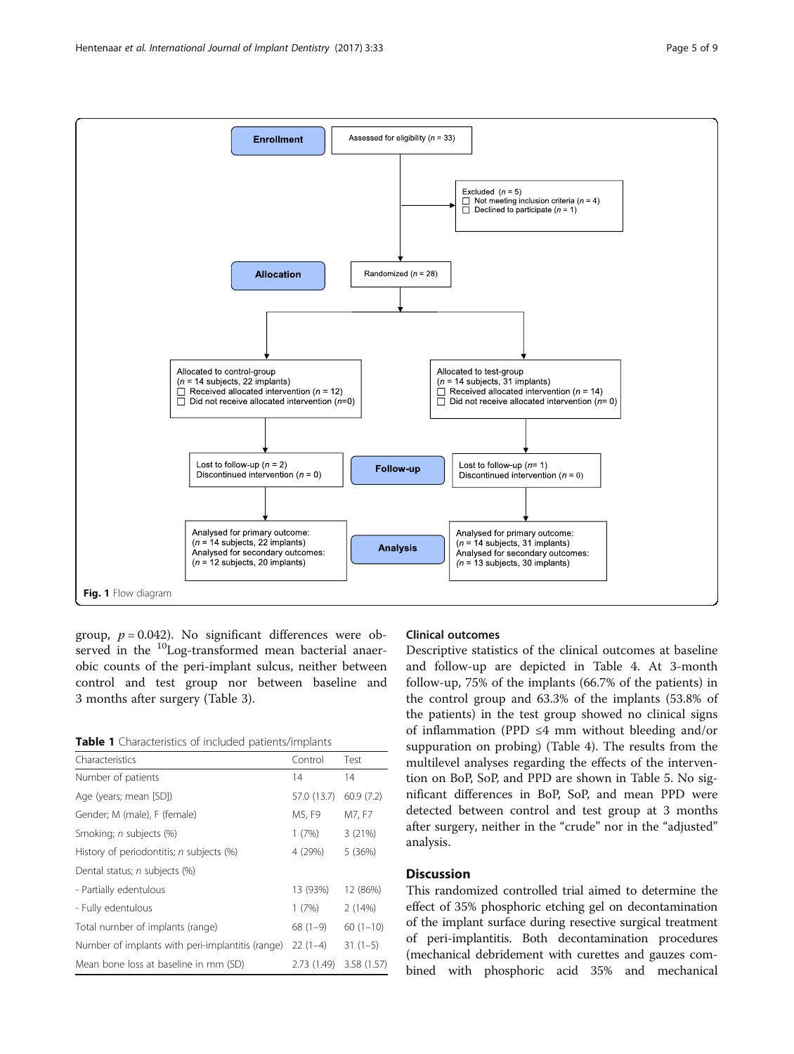**Enrollment**

Assessed for eligibility ($n$ = 33)

Excluded ($n$ = 5)
- ☐ Not meeting inclusion criteria ($n$ = 4)
- ☐ Declined to participate ($n$ = 1)

**Allocation**

Randomized ($n$ = 28)

Allocated to control-group
($n$ = 14 subjects, 22 implants)
- ☐ Received allocated intervention ($n$ = 12)
- ☐ Did not receive allocated intervention ($n$=0)

Allocated to test-group
($n$ = 14 subjects, 31 implants)
- ☐ Received allocated intervention ($n$ = 14)
- ☐ Did not receive allocated intervention ($n$= 0)

**Follow-up**

Lost to follow-up ($n$ = 2)
Discontinued intervention ($n$ = 0)

Lost to follow-up ($n$= 1)
Discontinued intervention ($n$ = 0)

**Analysis**

Analysed for primary outcome:
($n$ = 14 subjects, 22 implants)
Analysed for secondary outcomes:
($n$ = 12 subjects, 20 implants)

Analysed for primary outcome:
($n$ = 14 subjects, 31 implants)
Analysed for secondary outcomes:
($n$ = 13 subjects, 30 implants)

**Fig. 1** Flow diagram

group, $p = 0.042$). No significant differences were observed in the $^{10}$Log-transformed mean bacterial anaerobic counts of the peri-implant sulcus, neither between control and test group nor between baseline and 3 months after surgery (Table 3).

**Table 1** Characteristics of included patients/implants

| Characteristics | Control | Test |
|---|---|---|
| Number of patients | 14 | 14 |
| Age (years; mean [SD]) | 57.0 (13.7) | 60.9 (7.2) |
| Gender; M (male), F (female) | M5, F9 | M7, F7 |
| Smoking; *n* subjects (%) | 1 (7%) | 3 (21%) |
| History of periodontitis; *n* subjects (%) | 4 (29%) | 5 (36%) |
| Dental status; *n* subjects (%) | | |
| - Partially edentulous | 13 (93%) | 12 (86%) |
| - Fully edentulous | 1 (7%) | 2 (14%) |
| Total number of implants (range) | 68 (1–9) | 60 (1–10) |
| Number of implants with peri-implantitis (range) | 22 (1–4) | 31 (1–5) |
| Mean bone loss at baseline in mm (SD) | 2.73 (1.49) | 3.58 (1.57) |

### Clinical outcomes

Descriptive statistics of the clinical outcomes at baseline and follow-up are depicted in Table 4. At 3-month follow-up, 75% of the implants (66.7% of the patients) in the control group and 63.3% of the implants (53.8% of the patients) in the test group showed no clinical signs of inflammation (PPD ≤4 mm without bleeding and/or suppuration on probing) (Table 4). The results from the multilevel analyses regarding the effects of the intervention on BoP, SoP, and PPD are shown in Table 5. No significant differences in BoP, SoP, and mean PPD were detected between control and test group at 3 months after surgery, neither in the "crude" nor in the "adjusted" analysis.

## Discussion

This randomized controlled trial aimed to determine the effect of 35% phosphoric etching gel on decontamination of the implant surface during resective surgical treatment of peri-implantitis. Both decontamination procedures (mechanical debridement with curettes and gauzes combined with phosphoric acid 35% and mechanical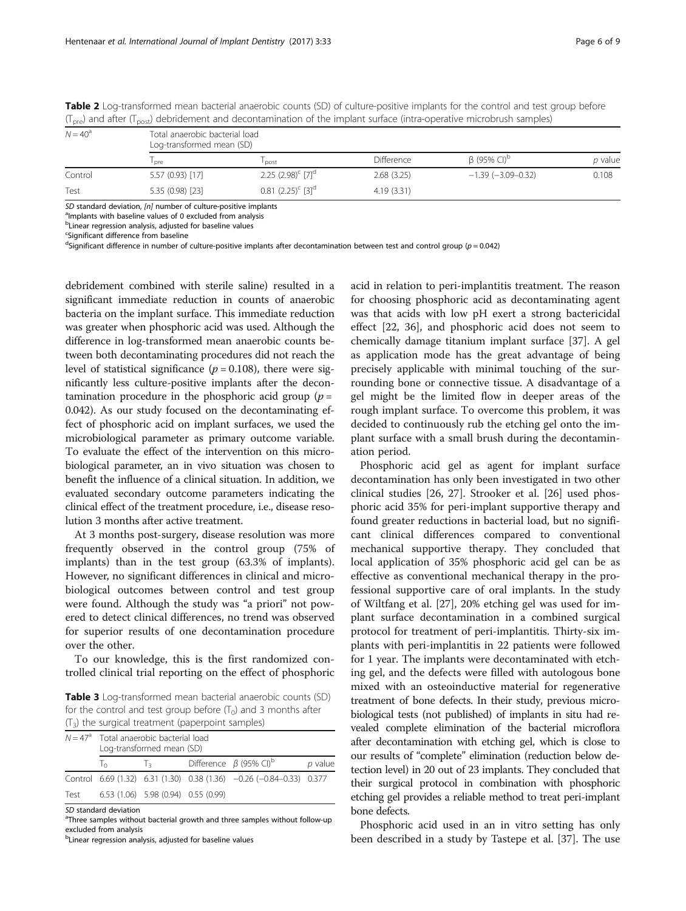**Table 2** Log-transformed mean bacterial anaerobic counts (SD) of culture-positive implants for the control and test group before ($T_{pre}$) and after ($T_{post}$) debridement and decontamination of the implant surface (intra-operative microbrush samples)

| $N = 40$[a] | Total anaerobic bacterial load Log-transformed mean (SD) | | | | |
|---|---|---|---|---|---|
| | $T_{pre}$ | $T_{post}$ | Difference | β (95% CI)[b] | *p* value |
| Control | 5.57 (0.93) [17] | 2.25 (2.98)[c] [7][d] | 2.68 (3.25) | −1.39 (−3.09–0.32) | 0.108 |
| Test | 5.35 (0.98) [23] | 0.81 (2.25)[c] [3][d] | 4.19 (3.31) | | |

*SD* standard deviation, *[n]* number of culture-positive implants
[a]Implants with baseline values of 0 excluded from analysis
[b]Linear regression analysis, adjusted for baseline values
[c]Significant difference from baseline
[d]Significant difference in number of culture-positive implants after decontamination between test and control group ($p = 0.042$)

debridement combined with sterile saline) resulted in a significant immediate reduction in counts of anaerobic bacteria on the implant surface. This immediate reduction was greater when phosphoric acid was used. Although the difference in log-transformed mean anaerobic counts between both decontaminating procedures did not reach the level of statistical significance ($p = 0.108$), there were significantly less culture-positive implants after the decontamination procedure in the phosphoric acid group ($p = 0.042$). As our study focused on the decontaminating effect of phosphoric acid on implant surfaces, we used the microbiological parameter as primary outcome variable. To evaluate the effect of the intervention on this microbiological parameter, an in vivo situation was chosen to benefit the influence of a clinical situation. In addition, we evaluated secondary outcome parameters indicating the clinical effect of the treatment procedure, i.e., disease resolution 3 months after active treatment.

At 3 months post-surgery, disease resolution was more frequently observed in the control group (75% of implants) than in the test group (63.3% of implants). However, no significant differences in clinical and microbiological outcomes between control and test group were found. Although the study was "a priori" not powered to detect clinical differences, no trend was observed for superior results of one decontamination procedure over the other.

To our knowledge, this is the first randomized controlled clinical trial reporting on the effect of phosphoric acid in relation to peri-implantitis treatment. The reason for choosing phosphoric acid as decontaminating agent was that acids with low pH exert a strong bactericidal effect [22, 36], and phosphoric acid does not seem to chemically damage titanium implant surface [37]. A gel as application mode has the great advantage of being precisely applicable with minimal touching of the surrounding bone or connective tissue. A disadvantage of a gel might be the limited flow in deeper areas of the rough implant surface. To overcome this problem, it was decided to continuously rub the etching gel onto the implant surface with a small brush during the decontamination period.

Phosphoric acid gel as agent for implant surface decontamination has only been investigated in two other clinical studies [26, 27]. Strooker et al. [26] used phosphoric acid 35% for peri-implant supportive therapy and found greater reductions in bacterial load, but no significant clinical differences compared to conventional mechanical supportive therapy. They concluded that local application of 35% phosphoric acid gel can be as effective as conventional mechanical therapy in the professional supportive care of oral implants. In the study of Wiltfang et al. [27], 20% etching gel was used for implant surface decontamination in a combined surgical protocol for treatment of peri-implantitis. Thirty-six implants with peri-implantitis in 22 patients were followed for 1 year. The implants were decontaminated with etching gel, and the defects were filled with autologous bone mixed with an osteoinductive material for regenerative treatment of bone defects. In their study, previous microbiological tests (not published) of implants in situ had revealed complete elimination of the bacterial microflora after decontamination with etching gel, which is close to our results of "complete" elimination (reduction below detection level) in 20 out of 23 implants. They concluded that their surgical protocol in combination with phosphoric etching gel provides a reliable method to treat peri-implant bone defects.

Phosphoric acid used in an in vitro setting has only been described in a study by Tastepe et al. [37]. The use

**Table 3** Log-transformed mean bacterial anaerobic counts (SD) for the control and test group before ($T_0$) and 3 months after ($T_3$) the surgical treatment (paperpoint samples)

| $N = 47$[a] | Total anaerobic bacterial load Log-transformed mean (SD) | | | | |
|---|---|---|---|---|---|
| | $T_0$ | $T_3$ | Difference | β (95% CI)[b] | *p* value |
| Control | 6.69 (1.32) | 6.31 (1.30) | 0.38 (1.36) | −0.26 (−0.84–0.33) | 0.377 |
| Test | 6.53 (1.06) | 5.98 (0.94) | 0.55 (0.99) | | |

*SD* standard deviation
[a]Three samples without bacterial growth and three samples without follow-up excluded from analysis
[b]Linear regression analysis, adjusted for baseline values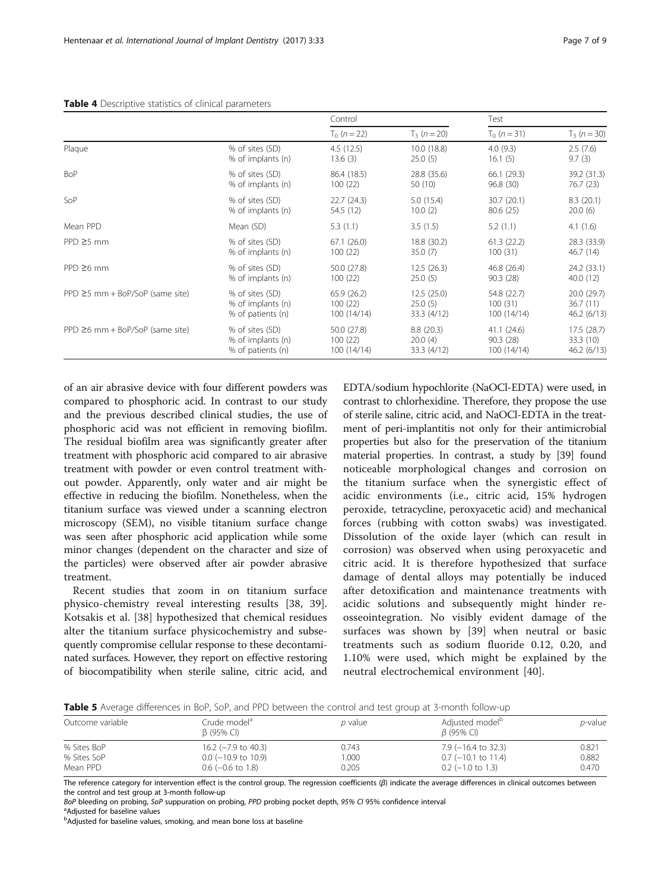**Table 4** Descriptive statistics of clinical parameters

| | | Control | | Test | |
|---|---|---|---|---|---|
| | | $T_0$ ($n = 22$) | $T_3$ ($n = 20$) | $T_0$ ($n = 31$) | $T_3$ ($n = 30$) |
| Plaque | % of sites (SD) | 4.5 (12.5) | 10.0 (18.8) | 4.0 (9.3) | 2.5 (7.6) |
| | % of implants (n) | 13.6 (3) | 25.0 (5) | 16.1 (5) | 9.7 (3) |
| BoP | % of sites (SD) | 86.4 (18.5) | 28.8 (35.6) | 66.1 (29.3) | 39.2 (31.3) |
| | % of implants (n) | 100 (22) | 50 (10) | 96.8 (30) | 76.7 (23) |
| SoP | % of sites (SD) | 22.7 (24.3) | 5.0 (15.4) | 30.7 (20.1) | 8.3 (20.1) |
| | % of implants (n) | 54.5 (12) | 10.0 (2) | 80.6 (25) | 20.0 (6) |
| Mean PPD | Mean (SD) | 5.3 (1.1) | 3.5 (1.5) | 5.2 (1.1) | 4.1 (1.6) |
| PPD ≥5 mm | % of sites (SD) | 67.1 (26.0) | 18.8 (30.2) | 61.3 (22.2) | 28.3 (33.9) |
| | % of implants (n) | 100 (22) | 35.0 (7) | 100 (31) | 46.7 (14) |
| PPD ≥6 mm | % of sites (SD) | 50.0 (27.8) | 12.5 (26.3) | 46.8 (26.4) | 24.2 (33.1) |
| | % of implants (n) | 100 (22) | 25.0 (5) | 90.3 (28) | 40.0 (12) |
| PPD ≥5 mm + BoP/SoP (same site) | % of sites (SD) | 65.9 (26.2) | 12.5 (25.0) | 54.8 (22.7) | 20.0 (29.7) |
| | % of implants (n) | 100 (22) | 25.0 (5) | 100 (31) | 36.7 (11) |
| | % of patients (n) | 100 (14/14) | 33.3 (4/12) | 100 (14/14) | 46.2 (6/13) |
| PPD ≥6 mm + BoP/SoP (same site) | % of sites (SD) | 50.0 (27.8) | 8.8 (20.3) | 41.1 (24.6) | 17.5 (28.7) |
| | % of implants (n) | 100 (22) | 20.0 (4) | 90.3 (28) | 33.3 (10) |
| | % of patients (n) | 100 (14/14) | 33.3 (4/12) | 100 (14/14) | 46.2 (6/13) |

of an air abrasive device with four different powders was compared to phosphoric acid. In contrast to our study and the previous described clinical studies, the use of phosphoric acid was not efficient in removing biofilm. The residual biofilm area was significantly greater after treatment with phosphoric acid compared to air abrasive treatment with powder or even control treatment without powder. Apparently, only water and air might be effective in reducing the biofilm. Nonetheless, when the titanium surface was viewed under a scanning electron microscopy (SEM), no visible titanium surface change was seen after phosphoric acid application while some minor changes (dependent on the character and size of the particles) were observed after air powder abrasive treatment.

Recent studies that zoom in on titanium surface physico-chemistry reveal interesting results [38, 39]. Kotsakis et al. [38] hypothesized that chemical residues alter the titanium surface physicochemistry and subsequently compromise cellular response to these decontaminated surfaces. However, they report on effective restoring of biocompatibility when sterile saline, citric acid, and EDTA/sodium hypochlorite (NaOCl-EDTA) were used, in contrast to chlorhexidine. Therefore, they propose the use of sterile saline, citric acid, and NaOCl-EDTA in the treatment of peri-implantitis not only for their antimicrobial properties but also for the preservation of the titanium material properties. In contrast, a study by [39] found noticeable morphological changes and corrosion on the titanium surface when the synergistic effect of acidic environments (i.e., citric acid, 15% hydrogen peroxide, tetracycline, peroxyacetic acid) and mechanical forces (rubbing with cotton swabs) was investigated. Dissolution of the oxide layer (which can result in corrosion) was observed when using peroxyacetic and citric acid. It is therefore hypothesized that surface damage of dental alloys may potentially be induced after detoxification and maintenance treatments with acidic solutions and subsequently might hinder re-osseointegration. No visibly evident damage of the surfaces was shown by [39] when neutral or basic treatments such as sodium fluoride 0.12, 0.20, and 1.10% were used, which might be explained by the neutral electrochemical environment [40].

**Table 5** Average differences in BoP, SoP, and PPD between the control and test group at 3-month follow-up

| Outcome variable | Crude model[a] β (95% CI) | *p* value | Adjusted model[b] β (95% CI) | *p*-value |
|---|---|---|---|---|
| % Sites BoP | 16.2 (−7.9 to 40.3) | 0.743 | 7.9 (−16.4 to 32.3) | 0.821 |
| % Sites SoP | 0.0 (−10.9 to 10.9) | 1.000 | 0.7 (−10.1 to 11.4) | 0.882 |
| Mean PPD | 0.6 (−0.6 to 1.8) | 0.205 | 0.2 (−1.0 to 1.3) | 0.470 |

The reference category for intervention effect is the control group. The regression coefficients (β) indicate the average differences in clinical outcomes between the control and test group at 3-month follow-up

*BoP* bleeding on probing, *SoP* suppuration on probing, *PPD* probing pocket depth, *95% CI* 95% confidence interval

[a] Adjusted for baseline values

[b] Adjusted for baseline values, smoking, and mean bone loss at baseline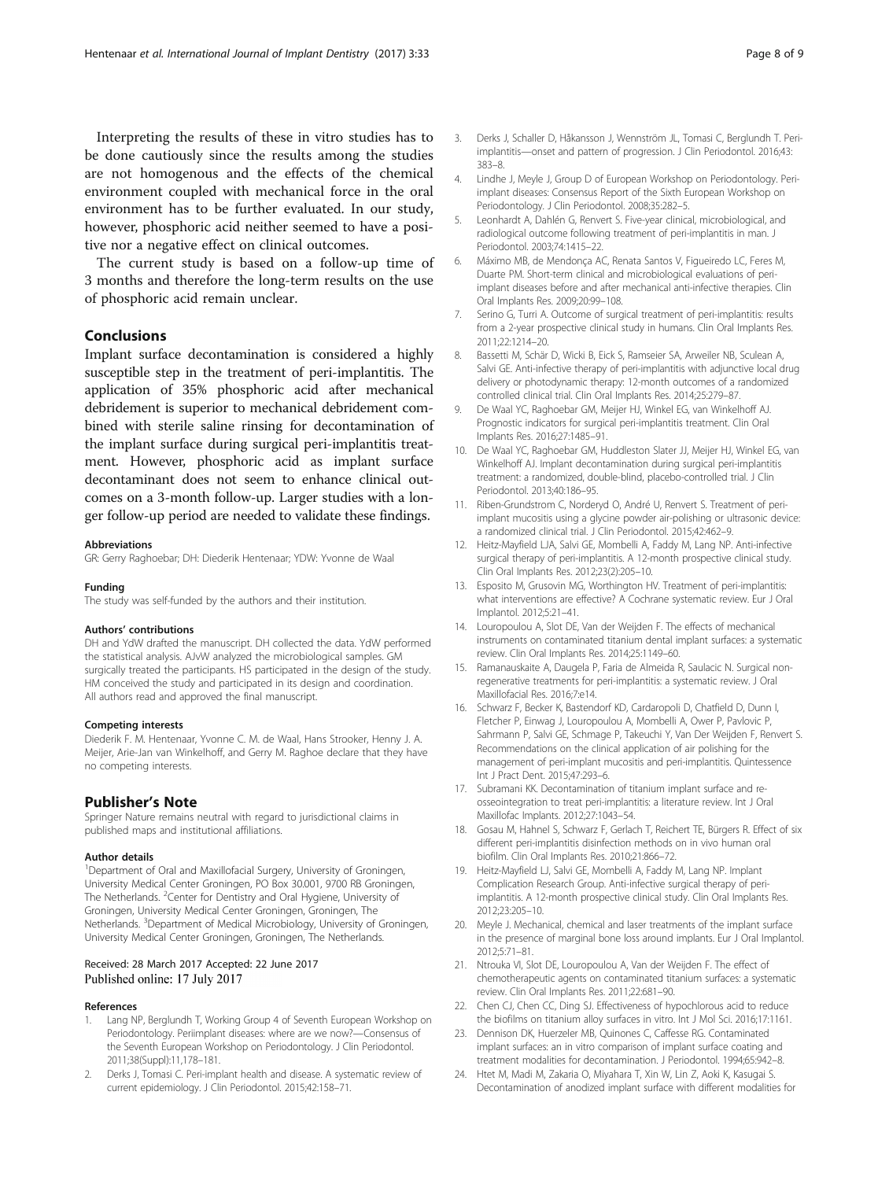Interpreting the results of these in vitro studies has to be done cautiously since the results among the studies are not homogenous and the effects of the chemical environment coupled with mechanical force in the oral environment has to be further evaluated. In our study, however, phosphoric acid neither seemed to have a positive nor a negative effect on clinical outcomes.

The current study is based on a follow-up time of 3 months and therefore the long-term results on the use of phosphoric acid remain unclear.

## Conclusions

Implant surface decontamination is considered a highly susceptible step in the treatment of peri-implantitis. The application of 35% phosphoric acid after mechanical debridement is superior to mechanical debridement combined with sterile saline rinsing for decontamination of the implant surface during surgical peri-implantitis treatment. However, phosphoric acid as implant surface decontaminant does not seem to enhance clinical outcomes on a 3-month follow-up. Larger studies with a longer follow-up period are needed to validate these findings.

#### Abbreviations

GR: Gerry Raghoebar; DH: Diederik Hentenaar; YDW: Yvonne de Waal

#### Funding

The study was self-funded by the authors and their institution.

#### Authors' contributions

DH and YdW drafted the manuscript. DH collected the data. YdW performed the statistical analysis. AJvW analyzed the microbiological samples. GM surgically treated the participants. HS participated in the design of the study. HM conceived the study and participated in its design and coordination. All authors read and approved the final manuscript.

#### Competing interests

Diederik F. M. Hentenaar, Yvonne C. M. de Waal, Hans Strooker, Henny J. A. Meijer, Arie-Jan van Winkelhoff, and Gerry M. Raghoe declare that they have no competing interests.

### Publisher's Note

Springer Nature remains neutral with regard to jurisdictional claims in published maps and institutional affiliations.

#### Author details

[1]Department of Oral and Maxillofacial Surgery, University of Groningen, University Medical Center Groningen, PO Box 30.001, 9700 RB Groningen, The Netherlands. [2]Center for Dentistry and Oral Hygiene, University of Groningen, University Medical Center Groningen, Groningen, The Netherlands. [3]Department of Medical Microbiology, University of Groningen, University Medical Center Groningen, Groningen, The Netherlands.

Received: 28 March 2017 Accepted: 22 June 2017
Published online: 17 July 2017

#### References

1. Lang NP, Berglundh T, Working Group 4 of Seventh European Workshop on Periodontology. Periimplant diseases: where are we now?—Consensus of the Seventh European Workshop on Periodontology. J Clin Periodontol. 2011;38(Suppl):11,178–181.
2. Derks J, Tomasi C. Peri-implant health and disease. A systematic review of current epidemiology. J Clin Periodontol. 2015;42:158–71.
3. Derks J, Schaller D, Håkansson J, Wennström JL, Tomasi C, Berglundh T. Peri-implantitis—onset and pattern of progression. J Clin Periodontol. 2016;43:383–8.
4. Lindhe J, Meyle J, Group D of European Workshop on Periodontology. Peri-implant diseases: Consensus Report of the Sixth European Workshop on Periodontology. J Clin Periodontol. 2008;35:282–5.
5. Leonhardt A, Dahlén G, Renvert S. Five-year clinical, microbiological, and radiological outcome following treatment of peri-implantitis in man. J Periodontol. 2003;74:1415–22.
6. Máximo MB, de Mendonça AC, Renata Santos V, Figueiredo LC, Feres M, Duarte PM. Short-term clinical and microbiological evaluations of peri-implant diseases before and after mechanical anti-infective therapies. Clin Oral Implants Res. 2009;20:99–108.
7. Serino G, Turri A. Outcome of surgical treatment of peri-implantitis: results from a 2-year prospective clinical study in humans. Clin Oral Implants Res. 2011;22:1214–20.
8. Bassetti M, Schär D, Wicki B, Eick S, Ramseier SA, Arweiler NB, Sculean A, Salvi GE. Anti-infective therapy of peri-implantitis with adjunctive local drug delivery or photodynamic therapy: 12-month outcomes of a randomized controlled clinical trial. Clin Oral Implants Res. 2014;25:279–87.
9. De Waal YC, Raghoebar GM, Meijer HJ, Winkel EG, van Winkelhoff AJ. Prognostic indicators for surgical peri-implantitis treatment. Clin Oral Implants Res. 2016;27:1485–91.
10. De Waal YC, Raghoebar GM, Huddleston Slater JJ, Meijer HJ, Winkel EG, van Winkelhoff AJ. Implant decontamination during surgical peri-implantitis treatment: a randomized, double-blind, placebo-controlled trial. J Clin Periodontol. 2013;40:186–95.
11. Riben-Grundstrom C, Norderyd O, André U, Renvert S. Treatment of peri-implant mucositis using a glycine powder air-polishing or ultrasonic device: a randomized clinical trial. J Clin Periodontol. 2015;42:462–9.
12. Heitz-Mayfield LJA, Salvi GE, Mombelli A, Faddy M, Lang NP. Anti-infective surgical therapy of peri-implantitis. A 12-month prospective clinical study. Clin Oral Implants Res. 2012;23(2):205–10.
13. Esposito M, Grusovin MG, Worthington HV. Treatment of peri-implantitis: what interventions are effective? A Cochrane systematic review. Eur J Oral Implantol. 2012;5:21–41.
14. Louropoulou A, Slot DE, Van der Weijden F. The effects of mechanical instruments on contaminated titanium dental implant surfaces: a systematic review. Clin Oral Implants Res. 2014;25:1149–60.
15. Ramanauskaite A, Daugela P, Faria de Almeida R, Saulacic N. Surgical non-regenerative treatments for peri-implantitis: a systematic review. J Oral Maxillofacial Res. 2016;7:e14.
16. Schwarz F, Becker K, Bastendorf KD, Cardaropoli D, Chatfield D, Dunn I, Fletcher P, Einwag J, Louropoulou A, Mombelli A, Ower P, Pavlovic P, Sahrmann P, Salvi GE, Schmage P, Takeuchi Y, Van Der Weijden F, Renvert S. Recommendations on the clinical application of air polishing for the management of peri-implant mucositis and peri-implantitis. Quintessence Int J Pract Dent. 2015;47:293–6.
17. Subramani KK. Decontamination of titanium implant surface and re-osseointegration to treat peri-implantitis: a literature review. Int J Oral Maxillofac Implants. 2012;27:1043–54.
18. Gosau M, Hahnel S, Schwarz F, Gerlach T, Reichert TE, Bürgers R. Effect of six different peri-implantitis disinfection methods on in vivo human oral biofilm. Clin Oral Implants Res. 2010;21:866–72.
19. Heitz-Mayfield LJ, Salvi GE, Mombelli A, Faddy M, Lang NP. Implant Complication Research Group. Anti-infective surgical therapy of peri-implantitis. A 12-month prospective clinical study. Clin Oral Implants Res. 2012;23:205–10.
20. Meyle J. Mechanical, chemical and laser treatments of the implant surface in the presence of marginal bone loss around implants. Eur J Oral Implantol. 2012;5:71–81.
21. Ntrouka VI, Slot DE, Louropoulou A, Van der Weijden F. The effect of chemotherapeutic agents on contaminated titanium surfaces: a systematic review. Clin Oral Implants Res. 2011;22:681–90.
22. Chen CJ, Chen CC, Ding SJ. Effectiveness of hypochlorous acid to reduce the biofilms on titanium alloy surfaces in vitro. Int J Mol Sci. 2016;17:1161.
23. Dennison DK, Huerzeler MB, Quinones C, Caffesse RG. Contaminated implant surfaces: an in vitro comparison of implant surface coating and treatment modalities for decontamination. J Periodontol. 1994;65:942–8.
24. Htet M, Madi M, Zakaria O, Miyahara T, Xin W, Lin Z, Aoki K, Kasugai S. Decontamination of anodized implant surface with different modalities for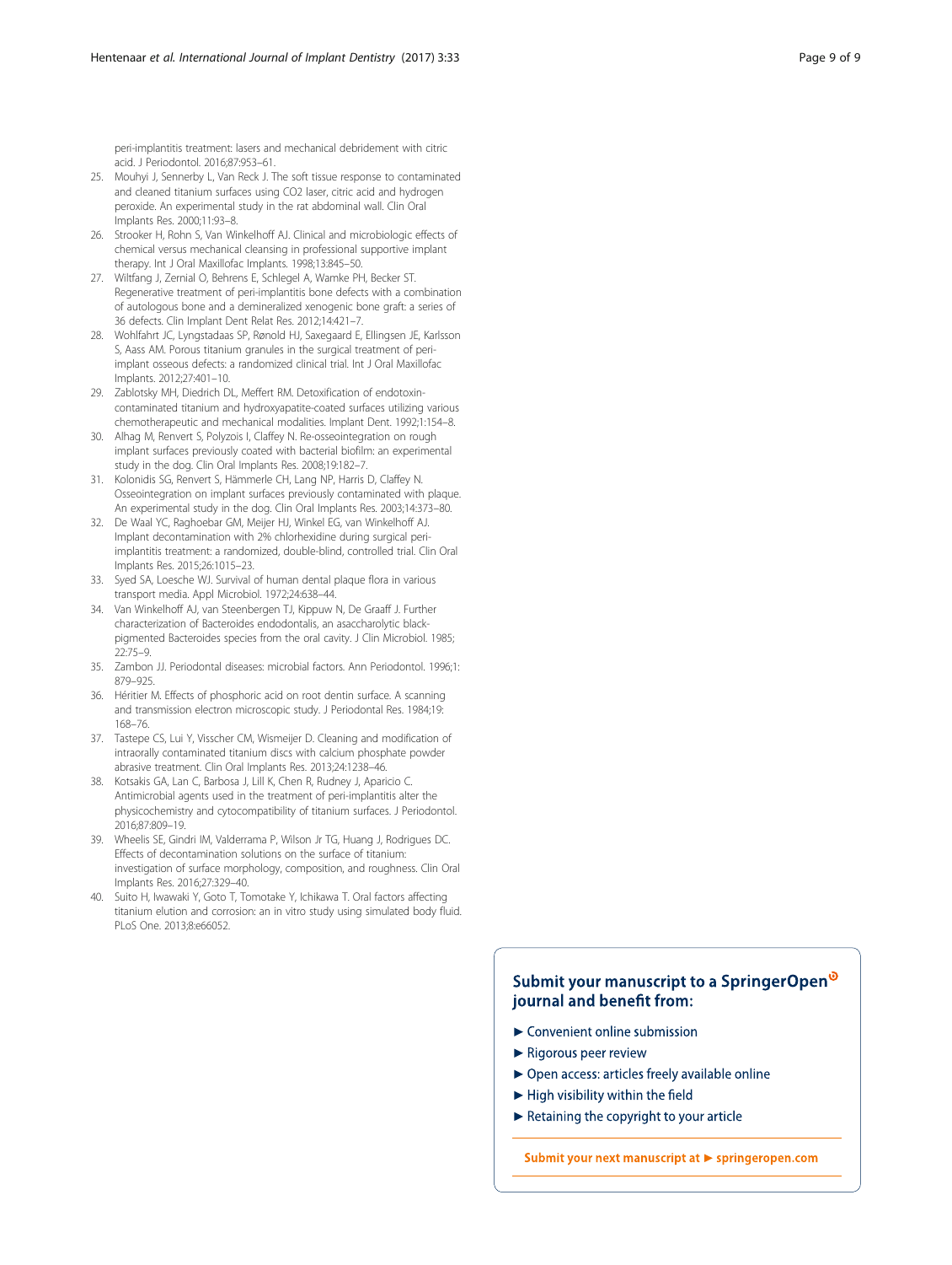peri-implantitis treatment: lasers and mechanical debridement with citric acid. J Periodontol. 2016;87:953–61.

25. Mouhyi J, Sennerby L, Van Reck J. The soft tissue response to contaminated and cleaned titanium surfaces using CO2 laser, citric acid and hydrogen peroxide. An experimental study in the rat abdominal wall. Clin Oral Implants Res. 2000;11:93–8.
26. Strooker H, Rohn S, Van Winkelhoff AJ. Clinical and microbiologic effects of chemical versus mechanical cleansing in professional supportive implant therapy. Int J Oral Maxillofac Implants. 1998;13:845–50.
27. Wiltfang J, Zernial O, Behrens E, Schlegel A, Warnke PH, Becker ST. Regenerative treatment of peri-implantitis bone defects with a combination of autologous bone and a demineralized xenogenic bone graft: a series of 36 defects. Clin Implant Dent Relat Res. 2012;14:421–7.
28. Wohlfahrt JC, Lyngstadaas SP, Rønold HJ, Saxegaard E, Ellingsen JE, Karlsson S, Aass AM. Porous titanium granules in the surgical treatment of peri-implant osseous defects: a randomized clinical trial. Int J Oral Maxillofac Implants. 2012;27:401–10.
29. Zablotsky MH, Diedrich DL, Meffert RM. Detoxification of endotoxin-contaminated titanium and hydroxyapatite-coated surfaces utilizing various chemotherapeutic and mechanical modalities. Implant Dent. 1992;1:154–8.
30. Alhag M, Renvert S, Polyzois I, Claffey N. Re-osseointegration on rough implant surfaces previously coated with bacterial biofilm: an experimental study in the dog. Clin Oral Implants Res. 2008;19:182–7.
31. Kolonidis SG, Renvert S, Hämmerle CH, Lang NP, Harris D, Claffey N. Osseointegration on implant surfaces previously contaminated with plaque. An experimental study in the dog. Clin Oral Implants Res. 2003;14:373–80.
32. De Waal YC, Raghoebar GM, Meijer HJ, Winkel EG, van Winkelhoff AJ. Implant decontamination with 2% chlorhexidine during surgical peri-implantitis treatment: a randomized, double-blind, controlled trial. Clin Oral Implants Res. 2015;26:1015–23.
33. Syed SA, Loesche WJ. Survival of human dental plaque flora in various transport media. Appl Microbiol. 1972;24:638–44.
34. Van Winkelhoff AJ, van Steenbergen TJ, Kippuw N, De Graaff J. Further characterization of Bacteroides endodontalis, an asaccharolytic black-pigmented Bacteroides species from the oral cavity. J Clin Microbiol. 1985;22:75–9.
35. Zambon JJ. Periodontal diseases: microbial factors. Ann Periodontol. 1996;1:879–925.
36. Héritier M. Effects of phosphoric acid on root dentin surface. A scanning and transmission electron microscopic study. J Periodontal Res. 1984;19:168–76.
37. Tastepe CS, Lui Y, Visscher CM, Wismeijer D. Cleaning and modification of intraorally contaminated titanium discs with calcium phosphate powder abrasive treatment. Clin Oral Implants Res. 2013;24:1238–46.
38. Kotsakis GA, Lan C, Barbosa J, Lill K, Chen R, Rudney J, Aparicio C. Antimicrobial agents used in the treatment of peri-implantitis alter the physicochemistry and cytocompatibility of titanium surfaces. J Periodontol. 2016;87:809–19.
39. Wheelis SE, Gindri IM, Valderrama P, Wilson Jr TG, Huang J, Rodrigues DC. Effects of decontamination solutions on the surface of titanium: investigation of surface morphology, composition, and roughness. Clin Oral Implants Res. 2016;27:329–40.
40. Suito H, Iwawaki Y, Goto T, Tomotake Y, Ichikawa T. Oral factors affecting titanium elution and corrosion: an in vitro study using simulated body fluid. PLoS One. 2013;8:e66052.

**Submit your manuscript to a SpringerOpen journal and benefit from:**

- ► Convenient online submission
- ► Rigorous peer review
- ► Open access: articles freely available online
- ► High visibility within the field
- ► Retaining the copyright to your article

**Submit your next manuscript at ► springeropen.com**